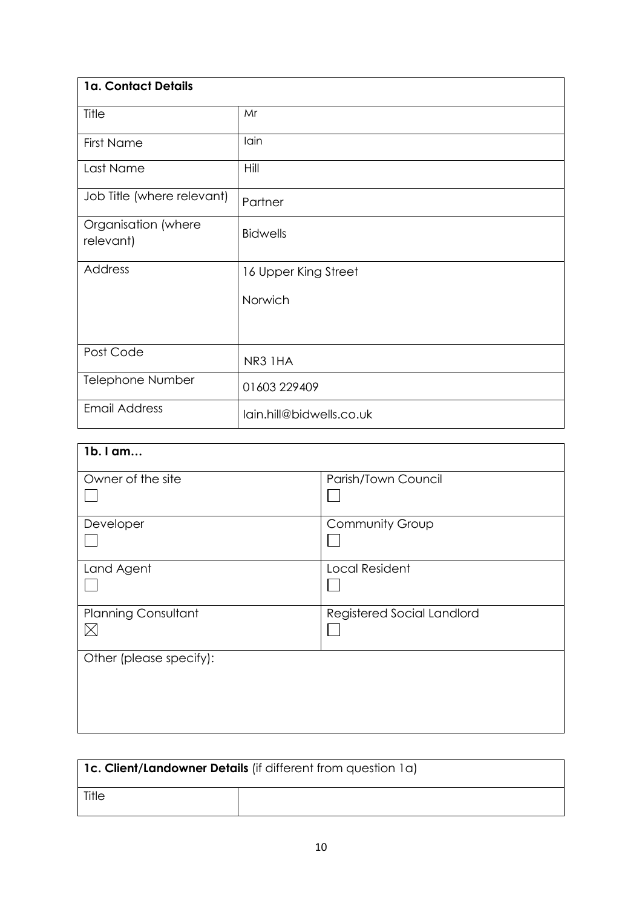| **1a. Contact Details** | |
|---|---|
| Title | Mr |
| First Name | Iain |
| Last Name | Hill |
| Job Title (where relevant) | Partner |
| Organisation (where relevant) | Bidwells |
| Address | 16 Upper King Street<br><br>Norwich |
| Post Code | NR3 1HA |
| Telephone Number | 01603 229409 |
| Email Address | Iain.hill@bidwells.co.uk |

| **1b. I am…** | |
|---|---|
| Owner of the site<br>☐ | Parish/Town Council<br>☐ |
| Developer<br>☐ | Community Group<br>☐ |
| Land Agent<br>☐ | Local Resident<br>☐ |
| Planning Consultant<br>☒ | Registered Social Landlord<br>☐ |
| Other (please specify): | |

| **1c. Client/Landowner Details** (if different from question 1a) | |
|---|---|
| Title | |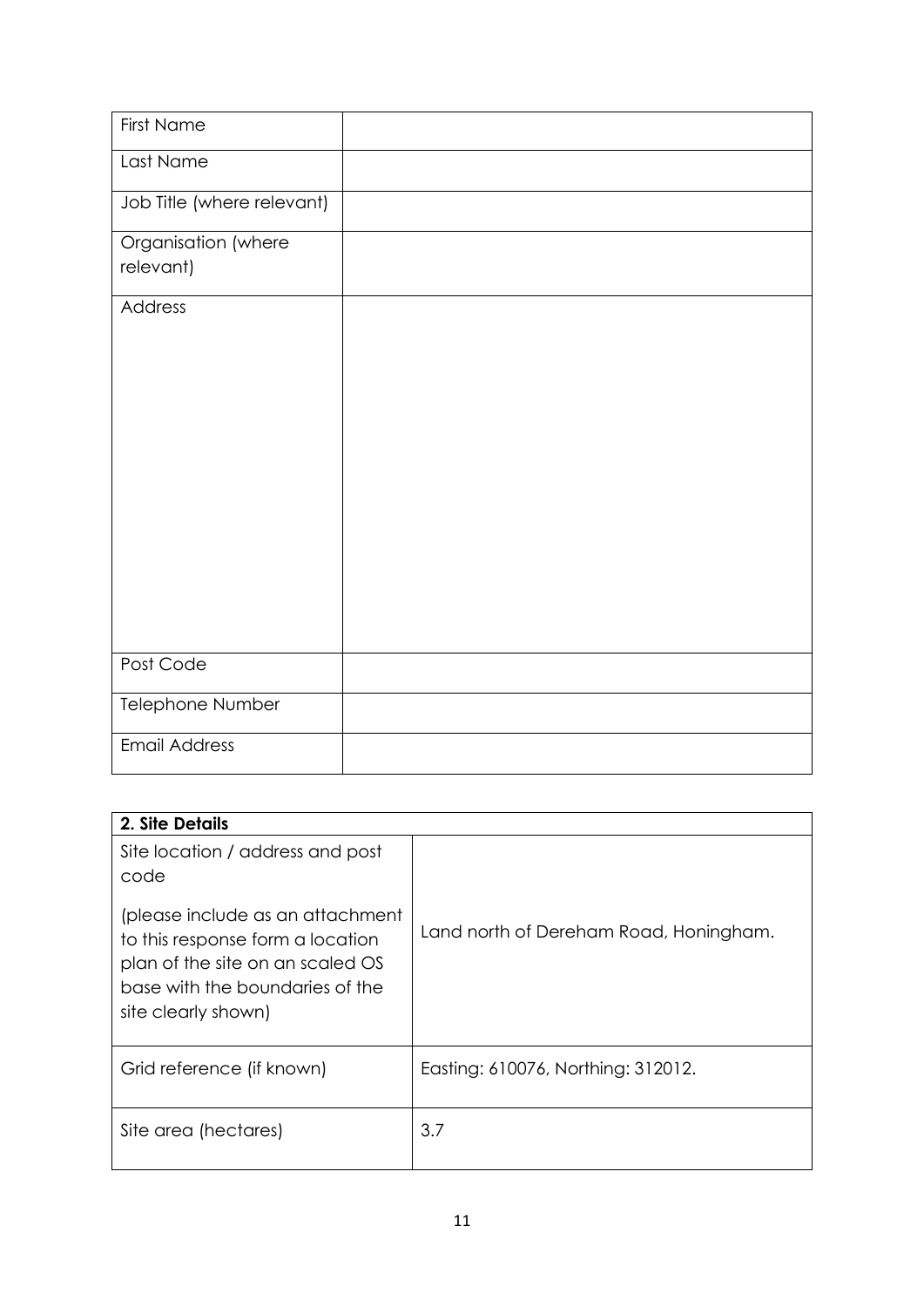| | |
|---|---|
| First Name | |
| Last Name | |
| Job Title (where relevant) | |
| Organisation (where relevant) | |
| Address | |
| Post Code | |
| Telephone Number | |
| Email Address | |

| 2. Site Details | |
|---|---|
| Site location / address and post code<br><br>(please include as an attachment to this response form a location plan of the site on an scaled OS base with the boundaries of the site clearly shown) | Land north of Dereham Road, Honingham. |
| Grid reference (if known) | Easting: 610076, Northing: 312012. |
| Site area (hectares) | 3.7 |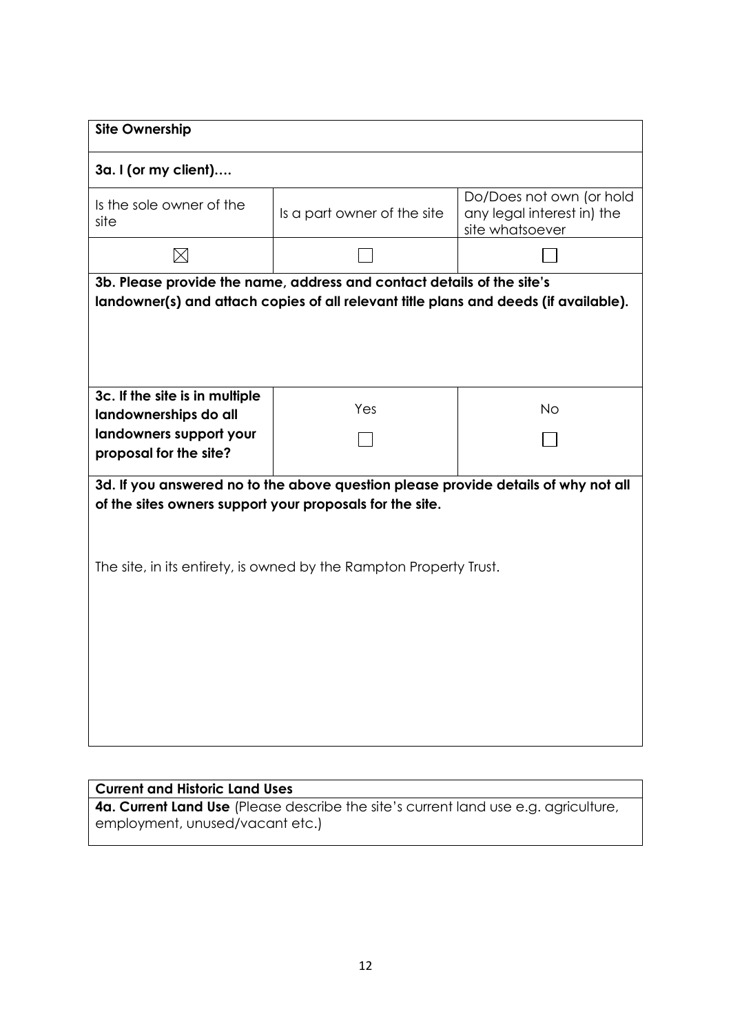| **Site Ownership** | | |
|---|---|---|
| **3a. I (or my client)….** | | |
| Is the sole owner of the site | Is a part owner of the site | Do/Does not own (or hold any legal interest in) the site whatsoever |
| ☒ | ☐ | ☐ |
| **3b. Please provide the name, address and contact details of the site's landowner(s) and attach copies of all relevant title plans and deeds (if available).** | | |
| **3c. If the site is in multiple landownerships do all landowners support your proposal for the site?** | Yes ☐ | No ☐ |
| **3d. If you answered no to the above question please provide details of why not all of the sites owners support your proposals for the site.** The site, in its entirety, is owned by the Rampton Property Trust. | | |

| **Current and Historic Land Uses** |
|---|
| **4a. Current Land Use** (Please describe the site's current land use e.g. agriculture, employment, unused/vacant etc.) |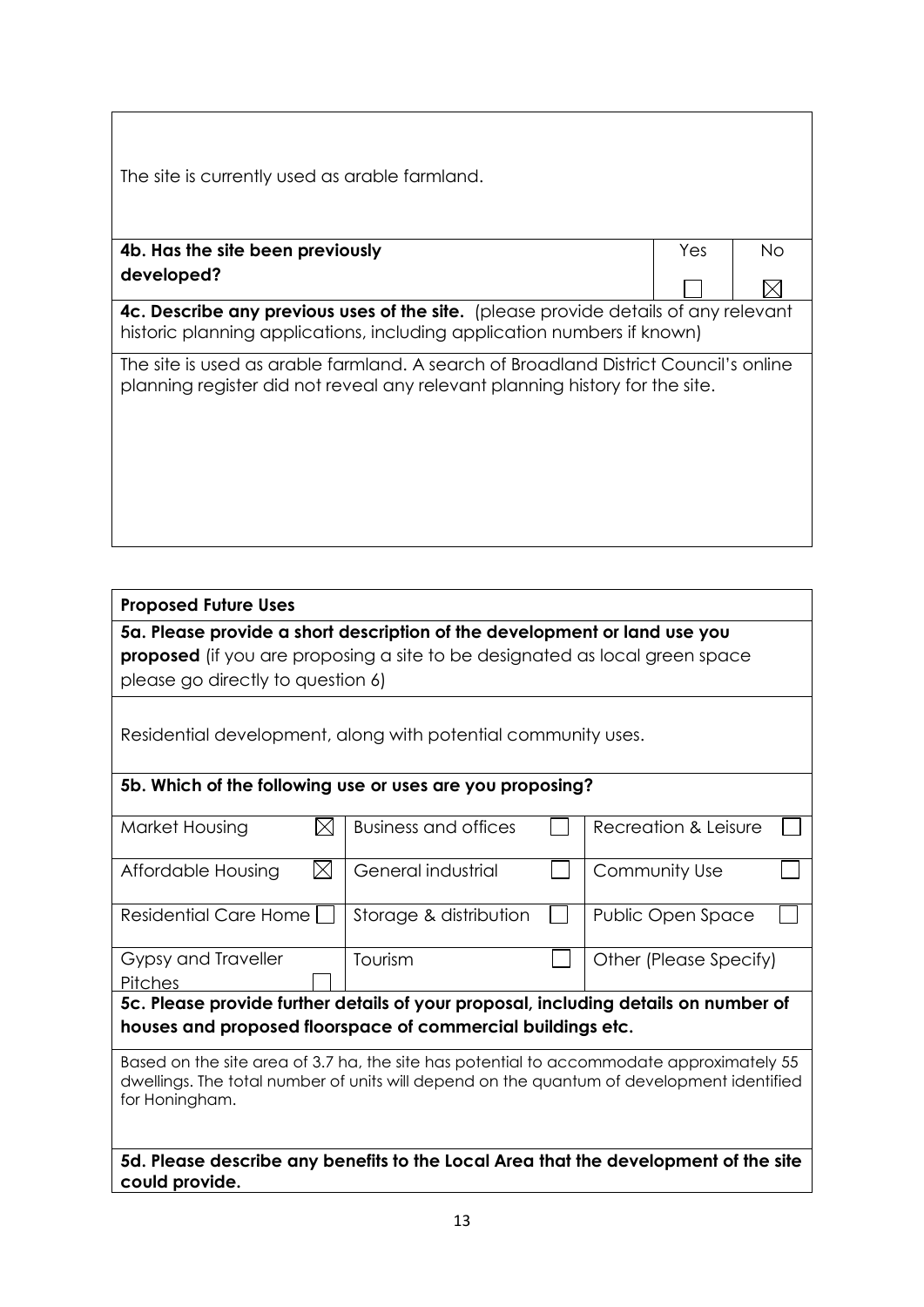The site is currently used as arable farmland.

| **4b. Has the site been previously developed?** | Yes | No |
|---|---|---|
| | ☐ | ☒ |

**4c. Describe any previous uses of the site.** (please provide details of any relevant historic planning applications, including application numbers if known)

The site is used as arable farmland. A search of Broadland District Council's online planning register did not reveal any relevant planning history for the site.

**Proposed Future Uses**

**5a. Please provide a short description of the development or land use you proposed** (if you are proposing a site to be designated as local green space please go directly to question 6)

Residential development, along with potential community uses.

**5b. Which of the following use or uses are you proposing?**

| | | | | | |
|---|---|---|---|---|---|
| Market Housing | ☒ | Business and offices | ☐ | Recreation & Leisure | ☐ |
| Affordable Housing | ☒ | General industrial | ☐ | Community Use | ☐ |
| Residential Care Home | ☐ | Storage & distribution | ☐ | Public Open Space | ☐ |
| Gypsy and Traveller Pitches | ☐ | Tourism | ☐ | Other (Please Specify) | |

**5c. Please provide further details of your proposal, including details on number of houses and proposed floorspace of commercial buildings etc.**

Based on the site area of 3.7 ha, the site has potential to accommodate approximately 55 dwellings. The total number of units will depend on the quantum of development identified for Honingham.

**5d. Please describe any benefits to the Local Area that the development of the site could provide.**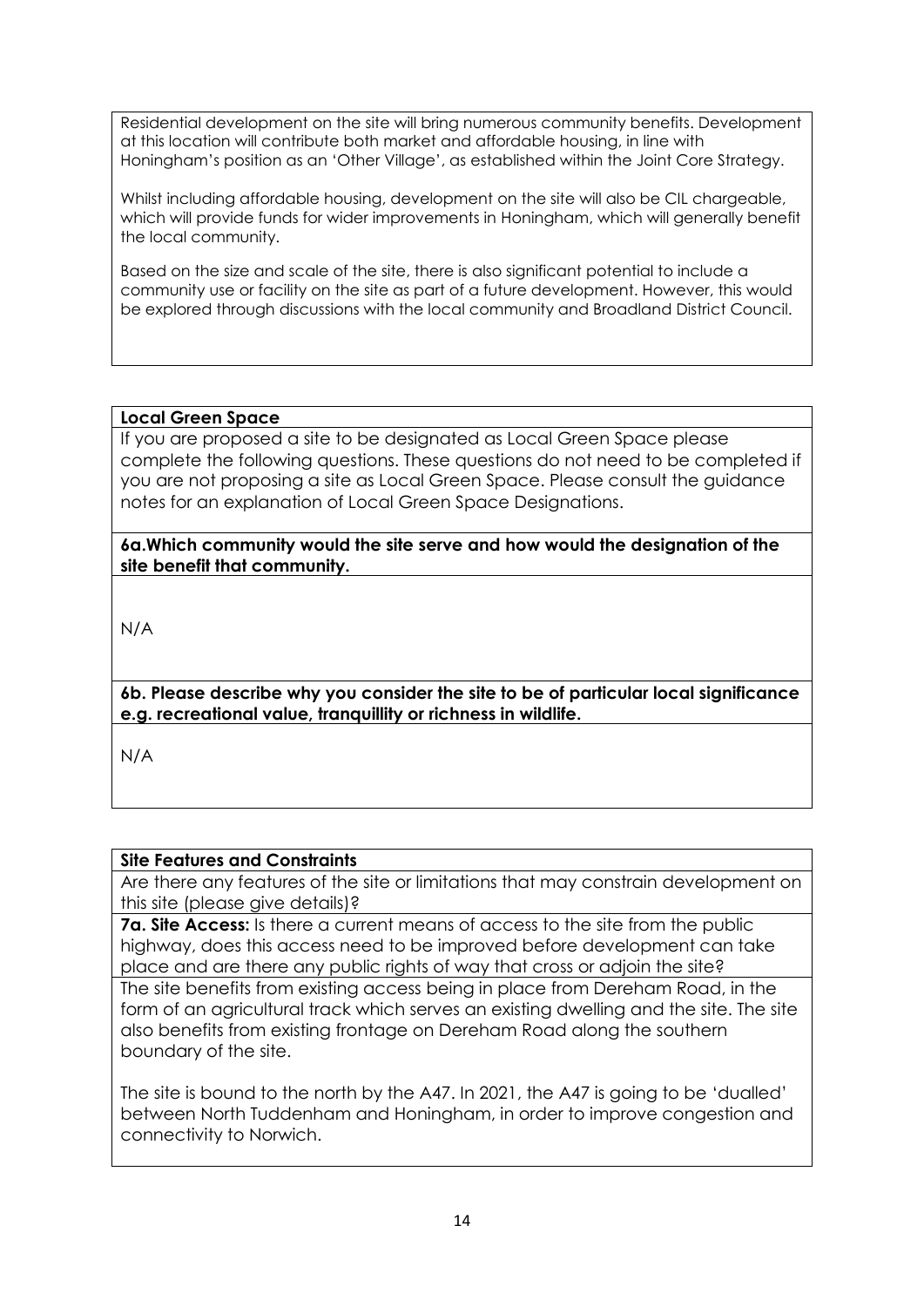Residential development on the site will bring numerous community benefits. Development at this location will contribute both market and affordable housing, in line with Honingham's position as an 'Other Village', as established within the Joint Core Strategy.

Whilst including affordable housing, development on the site will also be CIL chargeable, which will provide funds for wider improvements in Honingham, which will generally benefit the local community.

Based on the size and scale of the site, there is also significant potential to include a community use or facility on the site as part of a future development. However, this would be explored through discussions with the local community and Broadland District Council.

**Local Green Space**

If you are proposed a site to be designated as Local Green Space please complete the following questions. These questions do not need to be completed if you are not proposing a site as Local Green Space. Please consult the guidance notes for an explanation of Local Green Space Designations.

**6a.Which community would the site serve and how would the designation of the site benefit that community.**

N/A

**6b. Please describe why you consider the site to be of particular local significance e.g. recreational value, tranquillity or richness in wildlife.**

N/A

**Site Features and Constraints**

Are there any features of the site or limitations that may constrain development on this site (please give details)?

**7a. Site Access:** Is there a current means of access to the site from the public highway, does this access need to be improved before development can take place and are there any public rights of way that cross or adjoin the site?

The site benefits from existing access being in place from Dereham Road, in the form of an agricultural track which serves an existing dwelling and the site. The site also benefits from existing frontage on Dereham Road along the southern boundary of the site.

The site is bound to the north by the A47. In 2021, the A47 is going to be 'dualled' between North Tuddenham and Honingham, in order to improve congestion and connectivity to Norwich.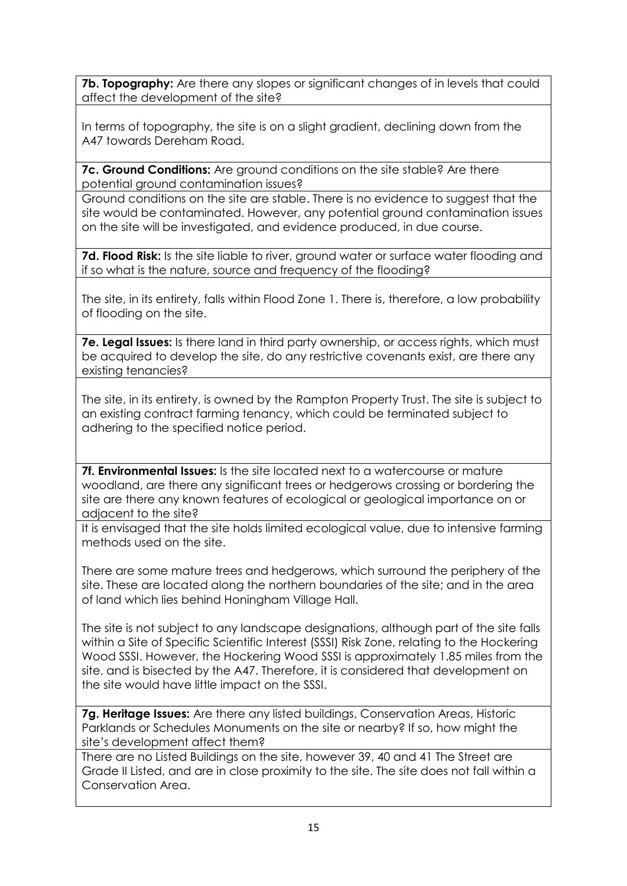**7b. Topography:** Are there any slopes or significant changes of in levels that could affect the development of the site?

In terms of topography, the site is on a slight gradient, declining down from the A47 towards Dereham Road.

**7c. Ground Conditions:** Are ground conditions on the site stable? Are there potential ground contamination issues?

Ground conditions on the site are stable. There is no evidence to suggest that the site would be contaminated. However, any potential ground contamination issues on the site will be investigated, and evidence produced, in due course.

**7d. Flood Risk:** Is the site liable to river, ground water or surface water flooding and if so what is the nature, source and frequency of the flooding?

The site, in its entirety, falls within Flood Zone 1. There is, therefore, a low probability of flooding on the site.

**7e. Legal Issues:** Is there land in third party ownership, or access rights, which must be acquired to develop the site, do any restrictive covenants exist, are there any existing tenancies?

The site, in its entirety, is owned by the Rampton Property Trust. The site is subject to an existing contract farming tenancy, which could be terminated subject to adhering to the specified notice period.

**7f. Environmental Issues:** Is the site located next to a watercourse or mature woodland, are there any significant trees or hedgerows crossing or bordering the site are there any known features of ecological or geological importance on or adjacent to the site?

It is envisaged that the site holds limited ecological value, due to intensive farming methods used on the site.

There are some mature trees and hedgerows, which surround the periphery of the site. These are located along the northern boundaries of the site; and in the area of land which lies behind Honingham Village Hall.

The site is not subject to any landscape designations, although part of the site falls within a Site of Specific Scientific Interest (SSSI) Risk Zone, relating to the Hockering Wood SSSI. However, the Hockering Wood SSSI is approximately 1.85 miles from the site, and is bisected by the A47. Therefore, it is considered that development on the site would have little impact on the SSSI.

**7g. Heritage Issues:** Are there any listed buildings, Conservation Areas, Historic Parklands or Schedules Monuments on the site or nearby? If so, how might the site's development affect them?

There are no Listed Buildings on the site, however 39, 40 and 41 The Street are Grade II Listed, and are in close proximity to the site. The site does not fall within a Conservation Area.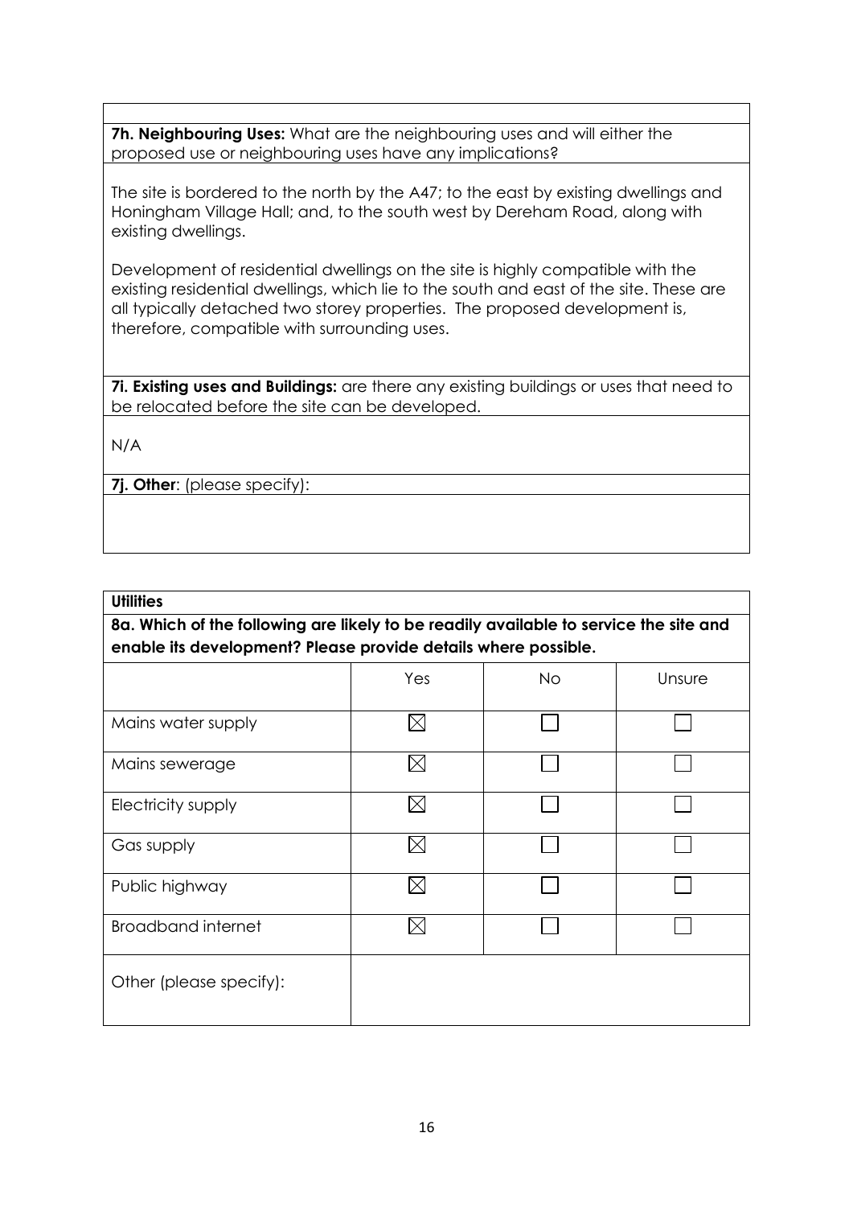**7h. Neighbouring Uses:** What are the neighbouring uses and will either the proposed use or neighbouring uses have any implications?

The site is bordered to the north by the A47; to the east by existing dwellings and Honingham Village Hall; and, to the south west by Dereham Road, along with existing dwellings.

Development of residential dwellings on the site is highly compatible with the existing residential dwellings, which lie to the south and east of the site. These are all typically detached two storey properties. The proposed development is, therefore, compatible with surrounding uses.

**7i. Existing uses and Buildings:** are there any existing buildings or uses that need to be relocated before the site can be developed.

N/A

**7j. Other**: (please specify):

**Utilities**

**8a. Which of the following are likely to be readily available to service the site and enable its development? Please provide details where possible.**

| | Yes | No | Unsure |
|---|---|---|---|
| Mains water supply | ☒ | ☐ | ☐ |
| Mains sewerage | ☒ | ☐ | ☐ |
| Electricity supply | ☒ | ☐ | ☐ |
| Gas supply | ☒ | ☐ | ☐ |
| Public highway | ☒ | ☐ | ☐ |
| Broadband internet | ☒ | ☐ | ☐ |
| Other (please specify): | | | |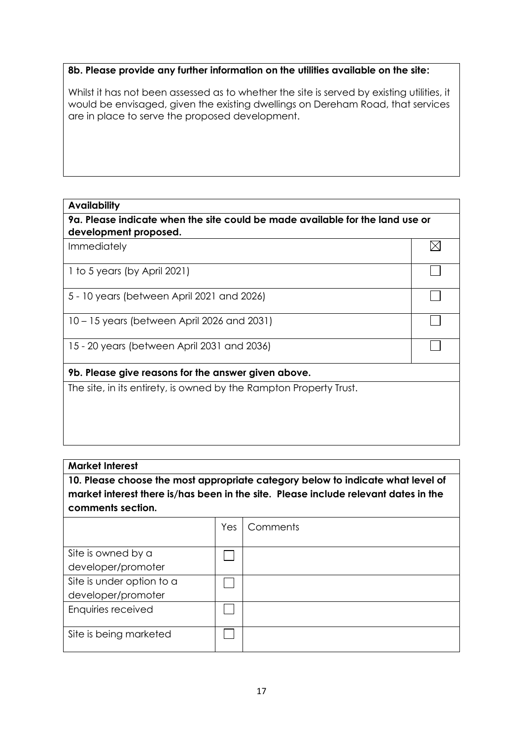**8b. Please provide any further information on the utilities available on the site:**

Whilst it has not been assessed as to whether the site is served by existing utilities, it would be envisaged, given the existing dwellings on Dereham Road, that services are in place to serve the proposed development.

| **Availability** | |
|---|---|
| **9a. Please indicate when the site could be made available for the land use or development proposed.** | |
| Immediately | ☒ |
| 1 to 5 years (by April 2021) | ☐ |
| 5 - 10 years (between April 2021 and 2026) | ☐ |
| 10 – 15 years (between April 2026 and 2031) | ☐ |
| 15 - 20 years (between April 2031 and 2036) | ☐ |
| **9b. Please give reasons for the answer given above.** | |
| The site, in its entirety, is owned by the Rampton Property Trust. | |

**Market Interest**

**10. Please choose the most appropriate category below to indicate what level of market interest there is/has been in the site. Please include relevant dates in the comments section.**

| | Yes | Comments |
|---|---|---|
| Site is owned by a developer/promoter | ☐ | |
| Site is under option to a developer/promoter | ☐ | |
| Enquiries received | ☐ | |
| Site is being marketed | ☐ | |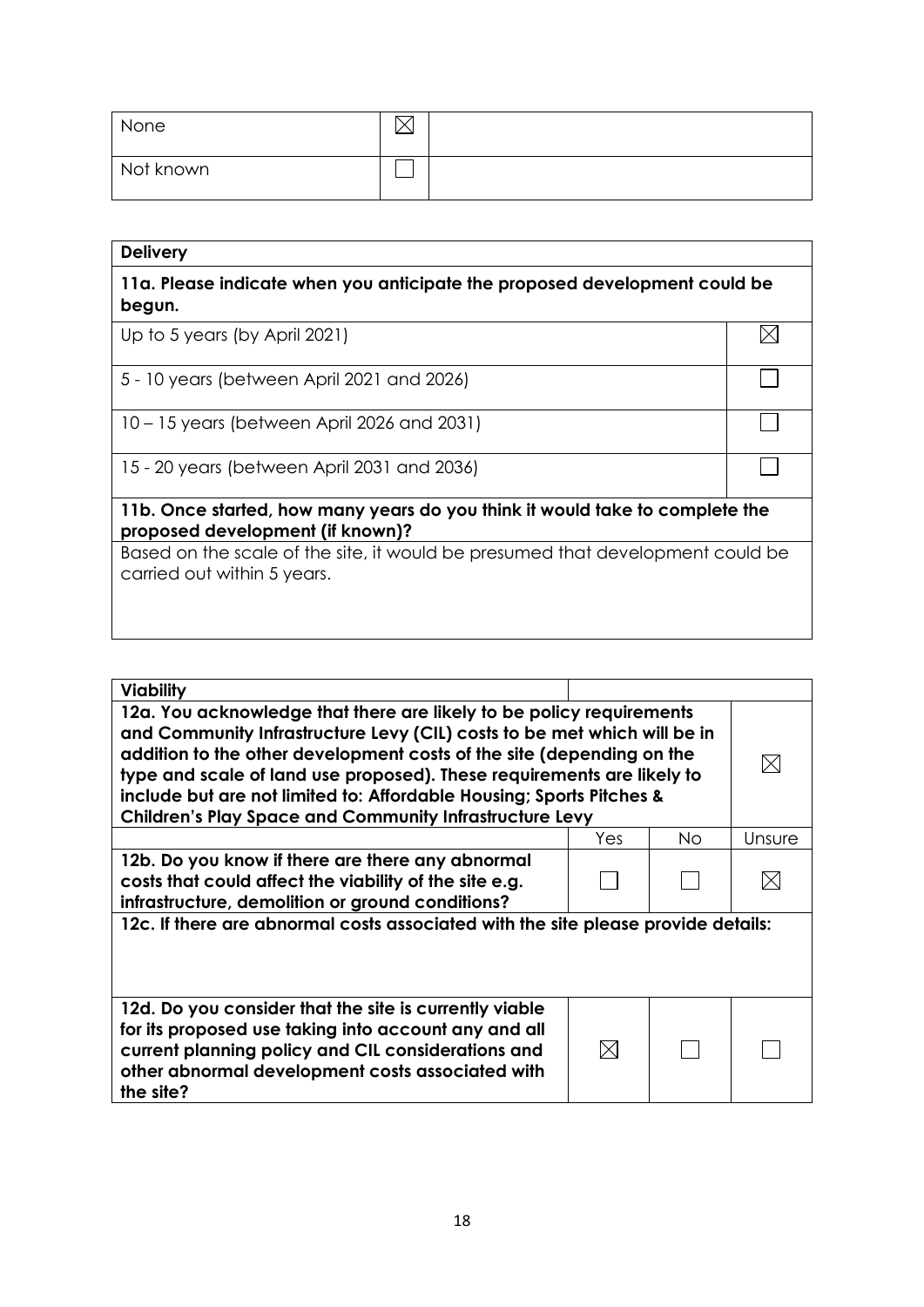| | | |
|---|---|---|
| None | ☒ | |
| Not known | ☐ | |

| **Delivery** | |
|---|---|
| **11a. Please indicate when you anticipate the proposed development could be begun.** | |
| Up to 5 years (by April 2021) | ☒ |
| 5 - 10 years (between April 2021 and 2026) | ☐ |
| 10 – 15 years (between April 2026 and 2031) | ☐ |
| 15 - 20 years (between April 2031 and 2036) | ☐ |
| **11b. Once started, how many years do you think it would take to complete the proposed development (if known)?** | |
| Based on the scale of the site, it would be presumed that development could be carried out within 5 years. | |

| **Viability** | | | |
|---|---|---|---|
| **12a. You acknowledge that there are likely to be policy requirements and Community Infrastructure Levy (CIL) costs to be met which will be in addition to the other development costs of the site (depending on the type and scale of land use proposed). These requirements are likely to include but are not limited to: Affordable Housing; Sports Pitches & Children's Play Space and Community Infrastructure Levy** | | | ☒ |
| | Yes | No | Unsure |
| **12b. Do you know if there are there any abnormal costs that could affect the viability of the site e.g. infrastructure, demolition or ground conditions?** | ☐ | ☐ | ☒ |
| **12c. If there are abnormal costs associated with the site please provide details:** | | | |
| **12d. Do you consider that the site is currently viable for its proposed use taking into account any and all current planning policy and CIL considerations and other abnormal development costs associated with the site?** | ☒ | ☐ | ☐ |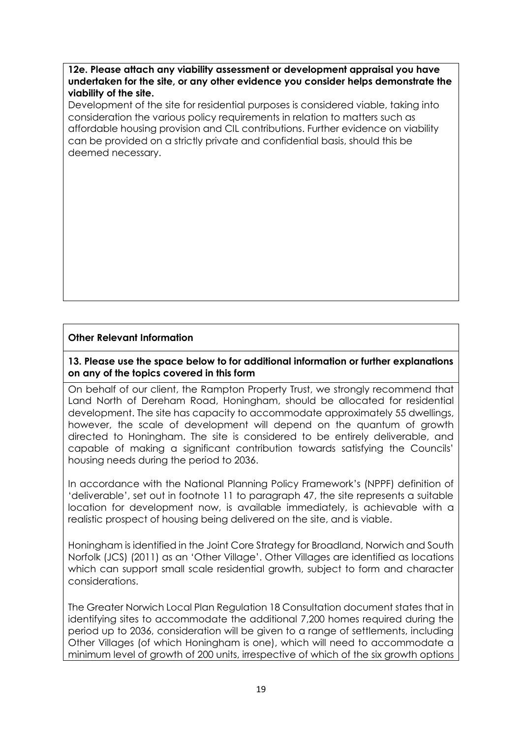**12e. Please attach any viability assessment or development appraisal you have undertaken for the site, or any other evidence you consider helps demonstrate the viability of the site.**

Development of the site for residential purposes is considered viable, taking into consideration the various policy requirements in relation to matters such as affordable housing provision and CIL contributions. Further evidence on viability can be provided on a strictly private and confidential basis, should this be deemed necessary.

**Other Relevant Information**

**13. Please use the space below to for additional information or further explanations on any of the topics covered in this form**

On behalf of our client, the Rampton Property Trust, we strongly recommend that Land North of Dereham Road, Honingham, should be allocated for residential development. The site has capacity to accommodate approximately 55 dwellings, however, the scale of development will depend on the quantum of growth directed to Honingham. The site is considered to be entirely deliverable, and capable of making a significant contribution towards satisfying the Councils' housing needs during the period to 2036.

In accordance with the National Planning Policy Framework's (NPPF) definition of 'deliverable', set out in footnote 11 to paragraph 47, the site represents a suitable location for development now, is available immediately, is achievable with a realistic prospect of housing being delivered on the site, and is viable.

Honingham is identified in the Joint Core Strategy for Broadland, Norwich and South Norfolk (JCS) (2011) as an 'Other Village'. Other Villages are identified as locations which can support small scale residential growth, subject to form and character considerations.

The Greater Norwich Local Plan Regulation 18 Consultation document states that in identifying sites to accommodate the additional 7,200 homes required during the period up to 2036, consideration will be given to a range of settlements, including Other Villages (of which Honingham is one), which will need to accommodate a minimum level of growth of 200 units, irrespective of which of the six growth options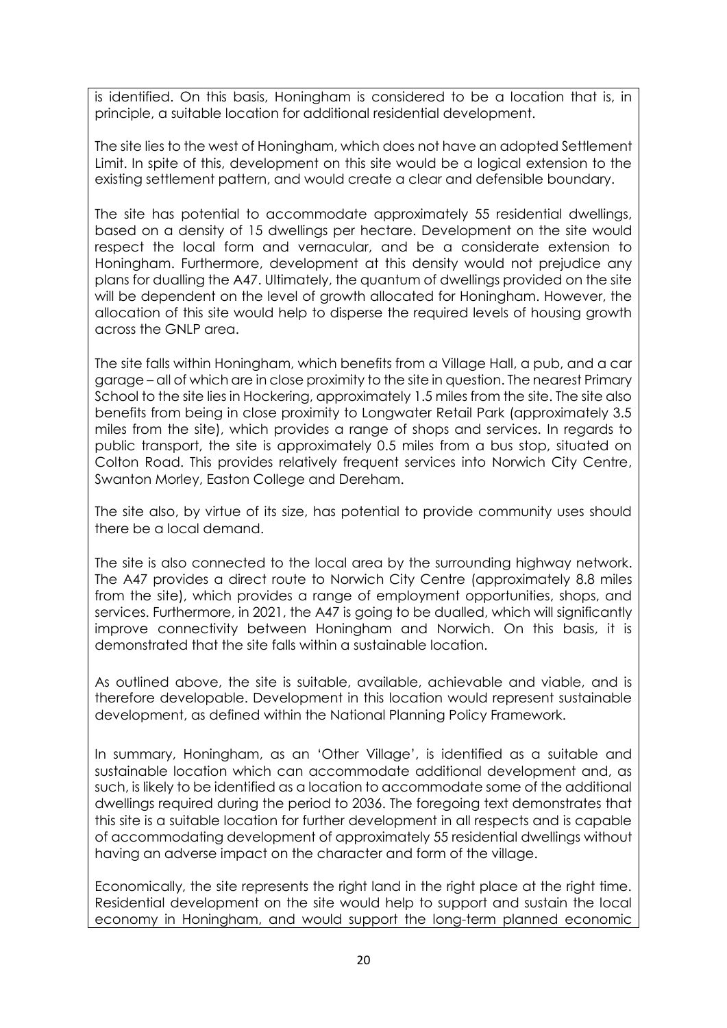is identified. On this basis, Honingham is considered to be a location that is, in principle, a suitable location for additional residential development.

The site lies to the west of Honingham, which does not have an adopted Settlement Limit. In spite of this, development on this site would be a logical extension to the existing settlement pattern, and would create a clear and defensible boundary.

The site has potential to accommodate approximately 55 residential dwellings, based on a density of 15 dwellings per hectare. Development on the site would respect the local form and vernacular, and be a considerate extension to Honingham. Furthermore, development at this density would not prejudice any plans for dualling the A47. Ultimately, the quantum of dwellings provided on the site will be dependent on the level of growth allocated for Honingham. However, the allocation of this site would help to disperse the required levels of housing growth across the GNLP area.

The site falls within Honingham, which benefits from a Village Hall, a pub, and a car garage – all of which are in close proximity to the site in question. The nearest Primary School to the site lies in Hockering, approximately 1.5 miles from the site. The site also benefits from being in close proximity to Longwater Retail Park (approximately 3.5 miles from the site), which provides a range of shops and services. In regards to public transport, the site is approximately 0.5 miles from a bus stop, situated on Colton Road. This provides relatively frequent services into Norwich City Centre, Swanton Morley, Easton College and Dereham.

The site also, by virtue of its size, has potential to provide community uses should there be a local demand.

The site is also connected to the local area by the surrounding highway network. The A47 provides a direct route to Norwich City Centre (approximately 8.8 miles from the site), which provides a range of employment opportunities, shops, and services. Furthermore, in 2021, the A47 is going to be dualled, which will significantly improve connectivity between Honingham and Norwich. On this basis, it is demonstrated that the site falls within a sustainable location.

As outlined above, the site is suitable, available, achievable and viable, and is therefore developable. Development in this location would represent sustainable development, as defined within the National Planning Policy Framework.

In summary, Honingham, as an 'Other Village', is identified as a suitable and sustainable location which can accommodate additional development and, as such, is likely to be identified as a location to accommodate some of the additional dwellings required during the period to 2036. The foregoing text demonstrates that this site is a suitable location for further development in all respects and is capable of accommodating development of approximately 55 residential dwellings without having an adverse impact on the character and form of the village.

Economically, the site represents the right land in the right place at the right time. Residential development on the site would help to support and sustain the local economy in Honingham, and would support the long-term planned economic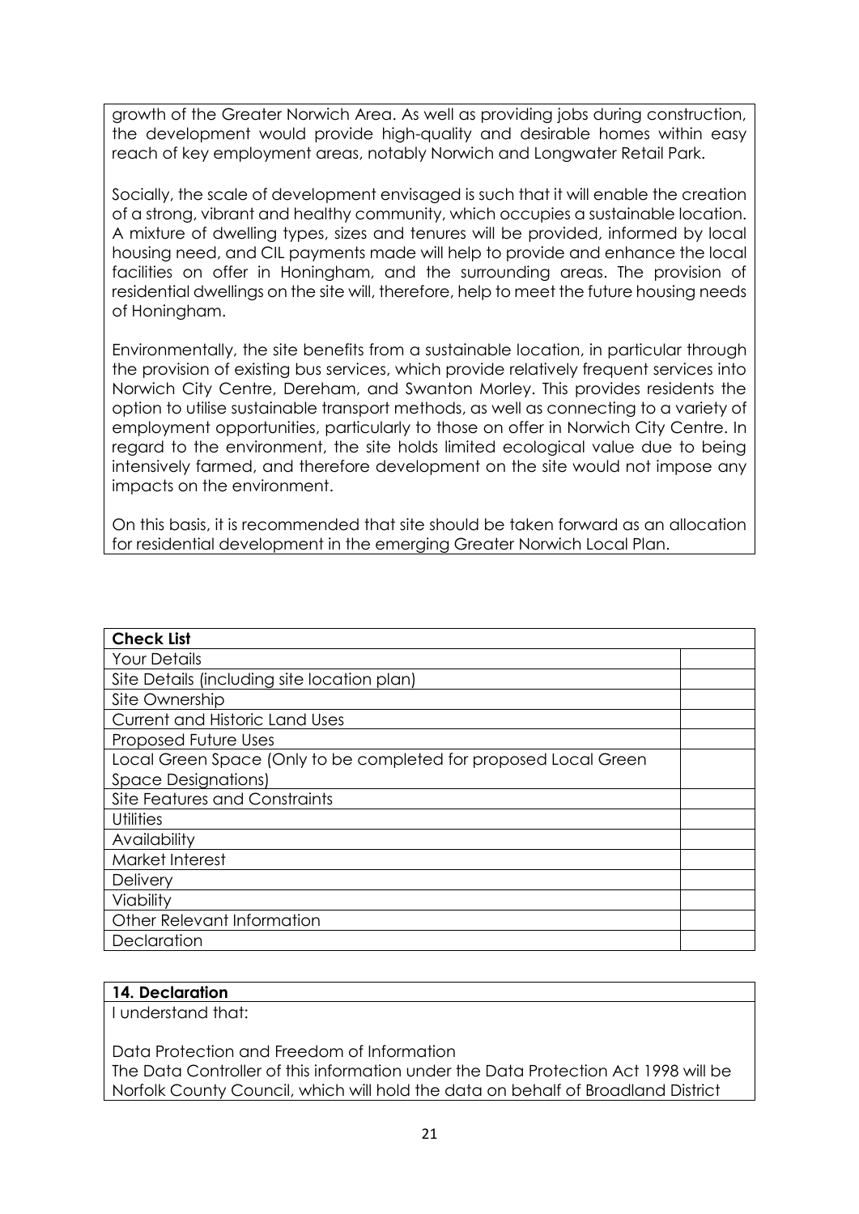growth of the Greater Norwich Area. As well as providing jobs during construction, the development would provide high-quality and desirable homes within easy reach of key employment areas, notably Norwich and Longwater Retail Park.

Socially, the scale of development envisaged is such that it will enable the creation of a strong, vibrant and healthy community, which occupies a sustainable location. A mixture of dwelling types, sizes and tenures will be provided, informed by local housing need, and CIL payments made will help to provide and enhance the local facilities on offer in Honingham, and the surrounding areas. The provision of residential dwellings on the site will, therefore, help to meet the future housing needs of Honingham.

Environmentally, the site benefits from a sustainable location, in particular through the provision of existing bus services, which provide relatively frequent services into Norwich City Centre, Dereham, and Swanton Morley. This provides residents the option to utilise sustainable transport methods, as well as connecting to a variety of employment opportunities, particularly to those on offer in Norwich City Centre. In regard to the environment, the site holds limited ecological value due to being intensively farmed, and therefore development on the site would not impose any impacts on the environment.

On this basis, it is recommended that site should be taken forward as an allocation for residential development in the emerging Greater Norwich Local Plan.

| **Check List** | |
|---|---|
| Your Details | |
| Site Details (including site location plan) | |
| Site Ownership | |
| Current and Historic Land Uses | |
| Proposed Future Uses | |
| Local Green Space (Only to be completed for proposed Local Green Space Designations) | |
| Site Features and Constraints | |
| Utilities | |
| Availability | |
| Market Interest | |
| Delivery | |
| Viability | |
| Other Relevant Information | |
| Declaration | |

**14. Declaration**

I understand that:

Data Protection and Freedom of Information

The Data Controller of this information under the Data Protection Act 1998 will be Norfolk County Council, which will hold the data on behalf of Broadland District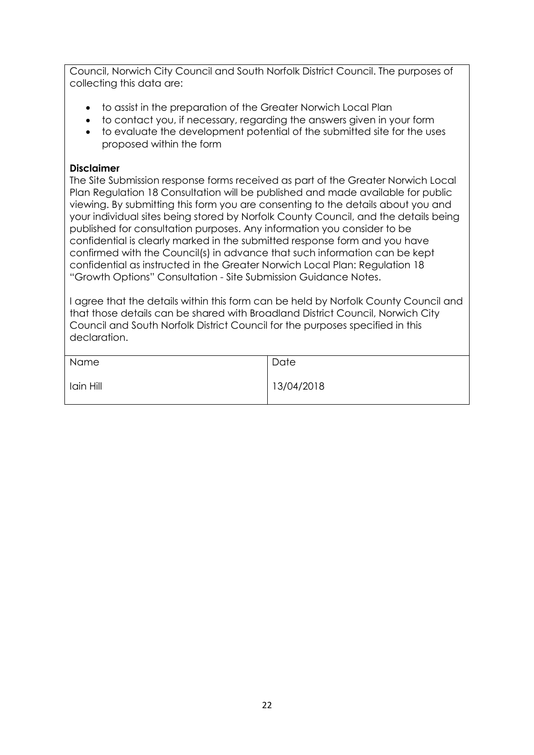Council, Norwich City Council and South Norfolk District Council. The purposes of collecting this data are:

- to assist in the preparation of the Greater Norwich Local Plan
- to contact you, if necessary, regarding the answers given in your form
- to evaluate the development potential of the submitted site for the uses proposed within the form

**Disclaimer**

The Site Submission response forms received as part of the Greater Norwich Local Plan Regulation 18 Consultation will be published and made available for public viewing. By submitting this form you are consenting to the details about you and your individual sites being stored by Norfolk County Council, and the details being published for consultation purposes. Any information you consider to be confidential is clearly marked in the submitted response form and you have confirmed with the Council(s) in advance that such information can be kept confidential as instructed in the Greater Norwich Local Plan: Regulation 18 "Growth Options" Consultation - Site Submission Guidance Notes.

I agree that the details within this form can be held by Norfolk County Council and that those details can be shared with Broadland District Council, Norwich City Council and South Norfolk District Council for the purposes specified in this declaration.

| Name | Date |
|---|---|
| Iain Hill | 13/04/2018 |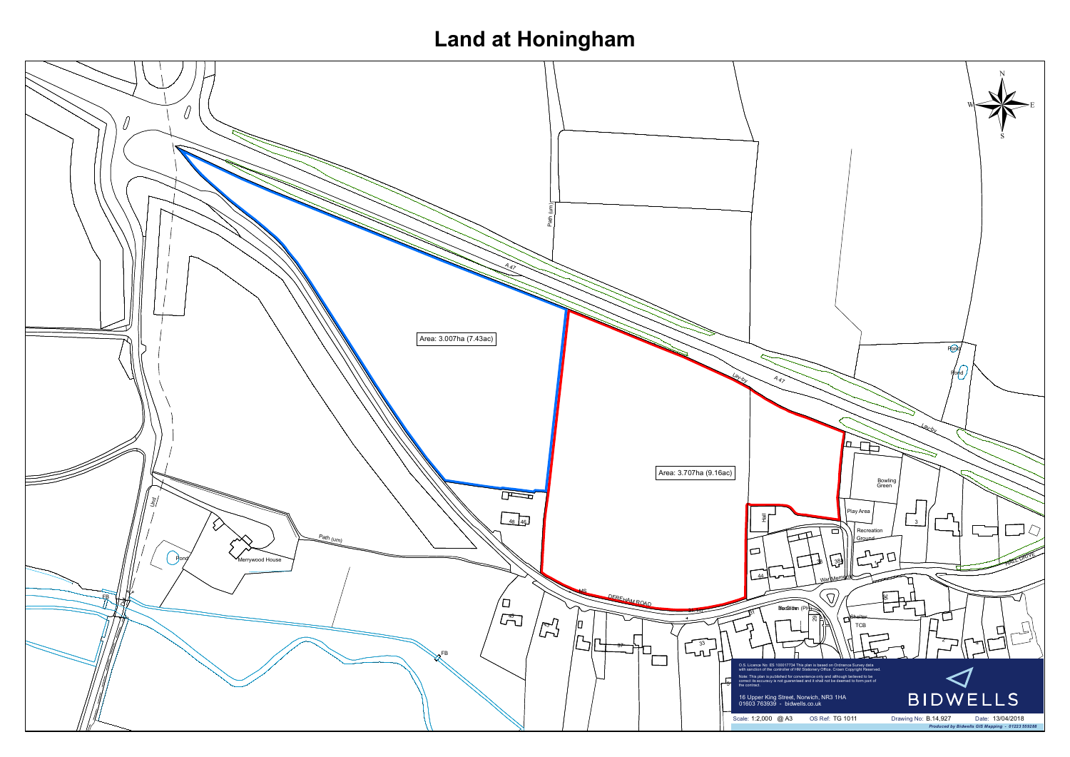# Land at Honingham

Area: 3.007ha (7.43ac)

Area: 3.707ha (9.16ac)

A 47

A 47

Lay-by

Lay-by

Path (um)

Path (um)

Merrywood House

Pond

Pond

Pond

DEREHAM ROAD

Bowling Green

Play Area

Recreation Ground

Hall

War Memorial

Shelter

TCB

FB

FB

O.S. Licence No: ES 100017734 This plan is based on Ordnance Survey data with sanction of the controller of HM Stationery Office. Crown Copyright Reserved.

Note: This plan is published for convenience only and although believed to be correct its accuracy is not guaranteed and it shall not be deemed to form part of the contract.

16 Upper King Street, Norwich, NR3 1HA
01603 763939 - bidwells.co.uk

BIDWELLS

Scale: 1:2,000 @ A3 OS Ref: TG 1011 Drawing No: B.14,927 Date: 13/04/2018

*Produced by Bidwells GIS Mapping - 01223 559288*